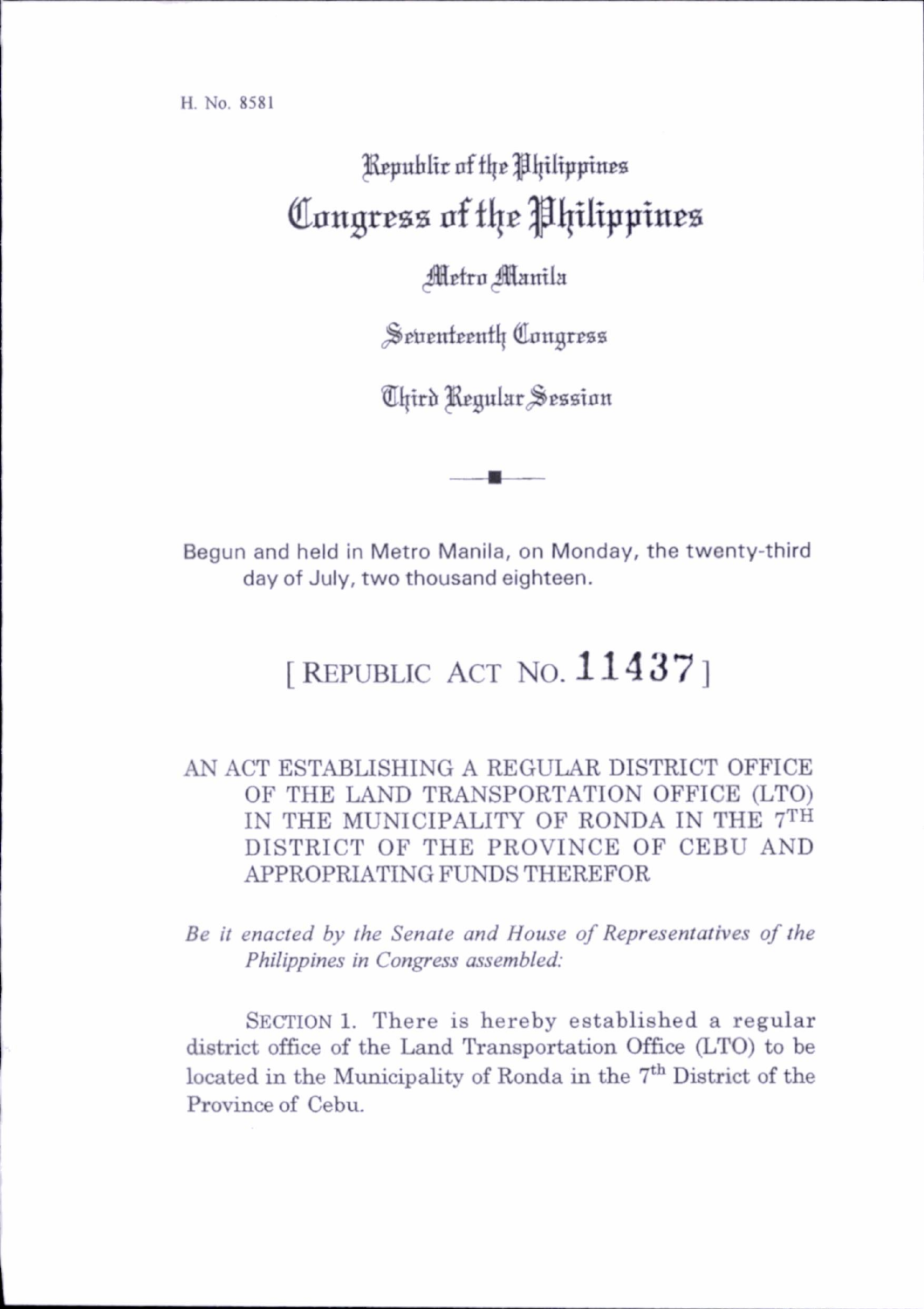H. No. 8581

Republic of the Philippines

# Congress of the Philippines

Metro Manila

Seventeenth Congress

Third Regular Session

Begun and held in Metro Manila, on Monday, the twenty-third day of July, two thousand eighteen.

## [ REPUBLIC ACT NO. 11437 ]

AN ACT ESTABLISHING A REGULAR DISTRICT OFFICE OF THE LAND TRANSPORTATION OFFICE (LTO) IN THE MUNICIPALITY OF RONDA IN THE 7TH DISTRICT OF THE PROVINCE OF CEBU AND APPROPRIATING FUNDS THEREFOR

*Be it enacted by the Senate and House of Representatives of the Philippines in Congress assembled:*

SECTION 1. There is hereby established a regular district office of the Land Transportation Office (LTO) to be located in the Municipality of Ronda in the 7th District of the Province of Cebu.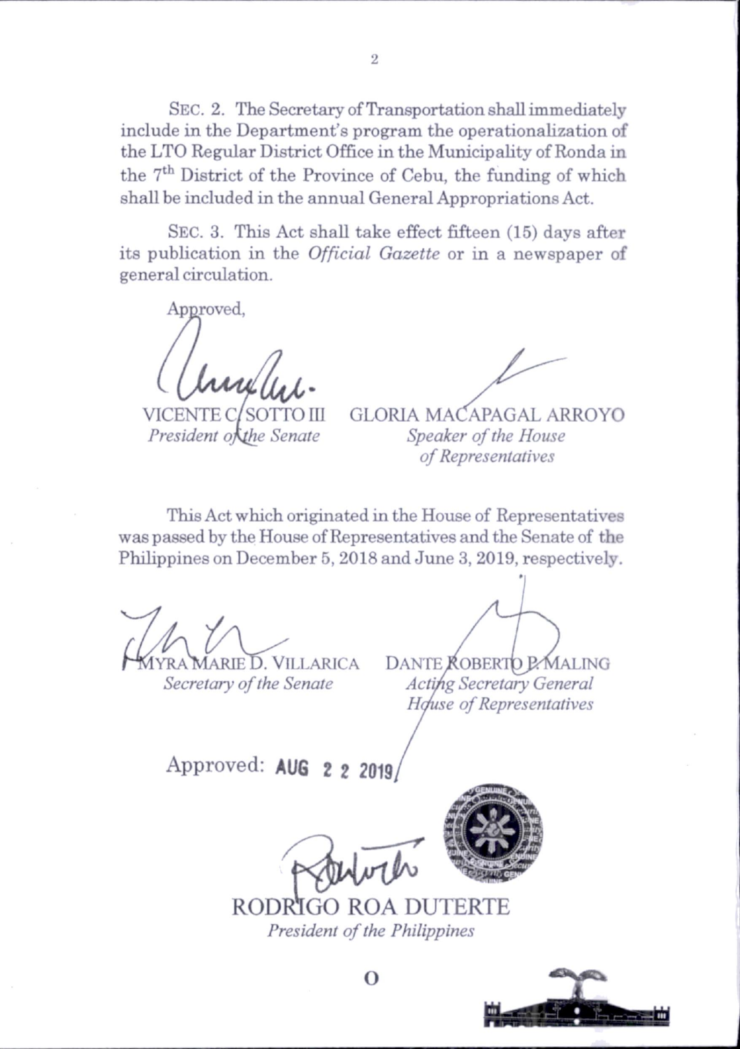SEC. 2. The Secretary of Transportation shall immediately include in the Department's program the operationalization of the LTO Regular District Office in the Municipality of Ronda in the 7[th] District of the Province of Cebu, the funding of which shall be included in the annual General Appropriations Act.

SEC. 3. This Act shall take effect fifteen (15) days after its publication in the *Official Gazette* or in a newspaper of general circulation.

Approved,

VICENTE C. SOTTO III
*President of the Senate*

GLORIA MACAPAGAL ARROYO
*Speaker of the House of Representatives*

This Act which originated in the House of Representatives was passed by the House of Representatives and the Senate of the Philippines on December 5, 2018 and June 3, 2019, respectively.

MYRA MARIE D. VILLARICA
*Secretary of the Senate*

DANTE ROBERTO P. MALING
*Acting Secretary General House of Representatives*

Approved: **AUG 22 2019**

RODRIGO ROA DUTERTE
*President of the Philippines*

O